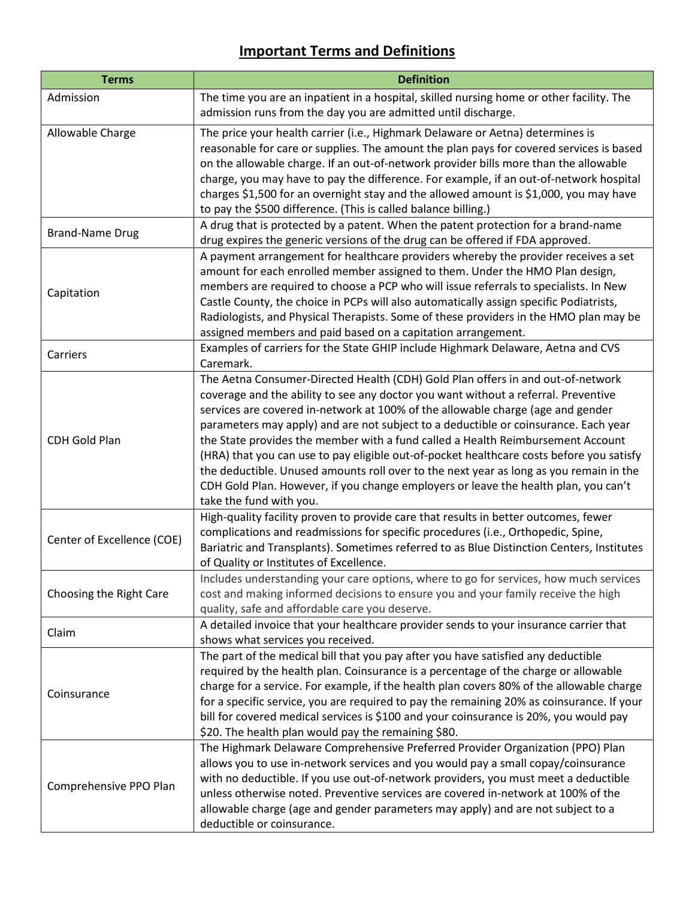# Important Terms and Definitions

| Terms | Definition |
|---|---|
| Admission | The time you are an inpatient in a hospital, skilled nursing home or other facility. The admission runs from the day you are admitted until discharge. |
| Allowable Charge | The price your health carrier (i.e., Highmark Delaware or Aetna) determines is reasonable for care or supplies. The amount the plan pays for covered services is based on the allowable charge. If an out-of-network provider bills more than the allowable charge, you may have to pay the difference. For example, if an out-of-network hospital charges \$1,500 for an overnight stay and the allowed amount is \$1,000, you may have to pay the \$500 difference. (This is called balance billing.) |
| Brand-Name Drug | A drug that is protected by a patent. When the patent protection for a brand-name drug expires the generic versions of the drug can be offered if FDA approved. |
| Capitation | A payment arrangement for healthcare providers whereby the provider receives a set amount for each enrolled member assigned to them. Under the HMO Plan design, members are required to choose a PCP who will issue referrals to specialists. In New Castle County, the choice in PCPs will also automatically assign specific Podiatrists, Radiologists, and Physical Therapists. Some of these providers in the HMO plan may be assigned members and paid based on a capitation arrangement. |
| Carriers | Examples of carriers for the State GHIP include Highmark Delaware, Aetna and CVS Caremark. |
| CDH Gold Plan | The Aetna Consumer-Directed Health (CDH) Gold Plan offers in and out-of-network coverage and the ability to see any doctor you want without a referral. Preventive services are covered in-network at 100% of the allowable charge (age and gender parameters may apply) and are not subject to a deductible or coinsurance. Each year the State provides the member with a fund called a Health Reimbursement Account (HRA) that you can use to pay eligible out-of-pocket healthcare costs before you satisfy the deductible. Unused amounts roll over to the next year as long as you remain in the CDH Gold Plan. However, if you change employers or leave the health plan, you can't take the fund with you. |
| Center of Excellence (COE) | High-quality facility proven to provide care that results in better outcomes, fewer complications and readmissions for specific procedures (i.e., Orthopedic, Spine, Bariatric and Transplants). Sometimes referred to as Blue Distinction Centers, Institutes of Quality or Institutes of Excellence. |
| Choosing the Right Care | Includes understanding your care options, where to go for services, how much services cost and making informed decisions to ensure you and your family receive the high quality, safe and affordable care you deserve. |
| Claim | A detailed invoice that your healthcare provider sends to your insurance carrier that shows what services you received. |
| Coinsurance | The part of the medical bill that you pay after you have satisfied any deductible required by the health plan. Coinsurance is a percentage of the charge or allowable charge for a service. For example, if the health plan covers 80% of the allowable charge for a specific service, you are required to pay the remaining 20% as coinsurance. If your bill for covered medical services is \$100 and your coinsurance is 20%, you would pay \$20. The health plan would pay the remaining \$80. |
| Comprehensive PPO Plan | The Highmark Delaware Comprehensive Preferred Provider Organization (PPO) Plan allows you to use in-network services and you would pay a small copay/coinsurance with no deductible. If you use out-of-network providers, you must meet a deductible unless otherwise noted. Preventive services are covered in-network at 100% of the allowable charge (age and gender parameters may apply) and are not subject to a deductible or coinsurance. |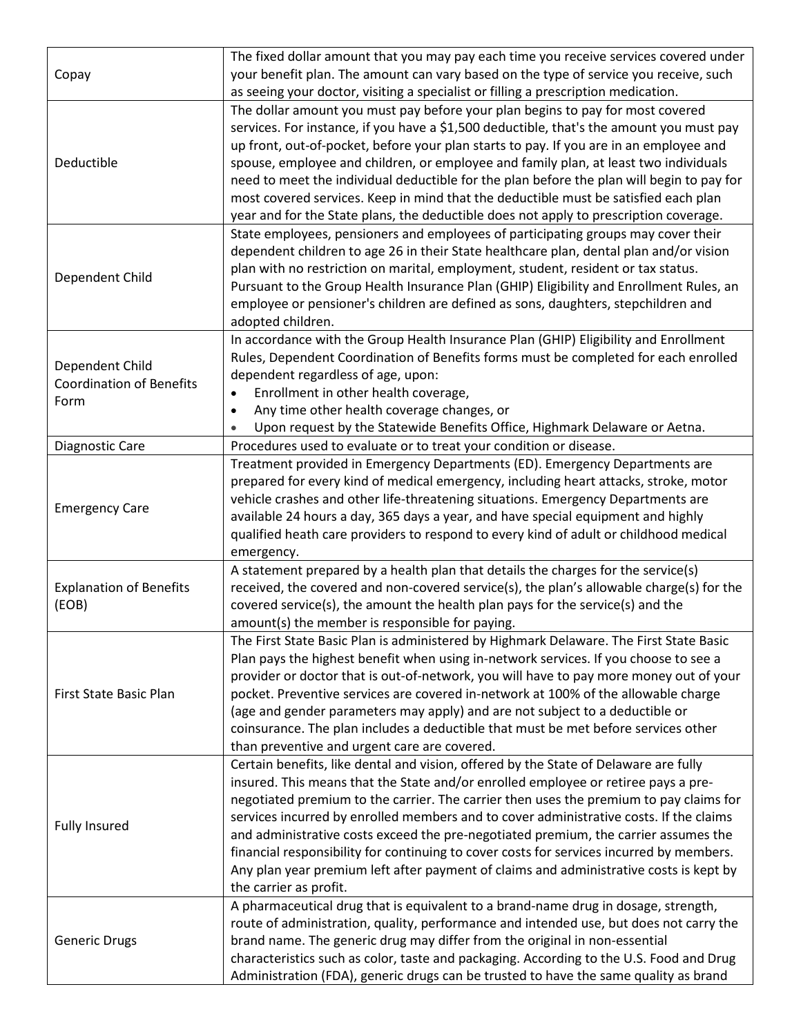| | |
|---|---|
| Copay | The fixed dollar amount that you may pay each time you receive services covered under your benefit plan. The amount can vary based on the type of service you receive, such as seeing your doctor, visiting a specialist or filling a prescription medication. |
| Deductible | The dollar amount you must pay before your plan begins to pay for most covered services. For instance, if you have a $1,500 deductible, that's the amount you must pay up front, out-of-pocket, before your plan starts to pay. If you are in an employee and spouse, employee and children, or employee and family plan, at least two individuals need to meet the individual deductible for the plan before the plan will begin to pay for most covered services. Keep in mind that the deductible must be satisfied each plan year and for the State plans, the deductible does not apply to prescription coverage. |
| Dependent Child | State employees, pensioners and employees of participating groups may cover their dependent children to age 26 in their State healthcare plan, dental plan and/or vision plan with no restriction on marital, employment, student, resident or tax status. Pursuant to the Group Health Insurance Plan (GHIP) Eligibility and Enrollment Rules, an employee or pensioner's children are defined as sons, daughters, stepchildren and adopted children. |
| Dependent Child Coordination of Benefits Form | In accordance with the Group Health Insurance Plan (GHIP) Eligibility and Enrollment Rules, Dependent Coordination of Benefits forms must be completed for each enrolled dependent regardless of age, upon:<br>• Enrollment in other health coverage,<br>• Any time other health coverage changes, or<br>• Upon request by the Statewide Benefits Office, Highmark Delaware or Aetna. |
| Diagnostic Care | Procedures used to evaluate or to treat your condition or disease. |
| Emergency Care | Treatment provided in Emergency Departments (ED). Emergency Departments are prepared for every kind of medical emergency, including heart attacks, stroke, motor vehicle crashes and other life-threatening situations. Emergency Departments are available 24 hours a day, 365 days a year, and have special equipment and highly qualified heath care providers to respond to every kind of adult or childhood medical emergency. |
| Explanation of Benefits (EOB) | A statement prepared by a health plan that details the charges for the service(s) received, the covered and non-covered service(s), the plan's allowable charge(s) for the covered service(s), the amount the health plan pays for the service(s) and the amount(s) the member is responsible for paying. |
| First State Basic Plan | The First State Basic Plan is administered by Highmark Delaware. The First State Basic Plan pays the highest benefit when using in-network services. If you choose to see a provider or doctor that is out-of-network, you will have to pay more money out of your pocket. Preventive services are covered in-network at 100% of the allowable charge (age and gender parameters may apply) and are not subject to a deductible or coinsurance. The plan includes a deductible that must be met before services other than preventive and urgent care are covered. |
| Fully Insured | Certain benefits, like dental and vision, offered by the State of Delaware are fully insured. This means that the State and/or enrolled employee or retiree pays a pre-negotiated premium to the carrier. The carrier then uses the premium to pay claims for services incurred by enrolled members and to cover administrative costs. If the claims and administrative costs exceed the pre-negotiated premium, the carrier assumes the financial responsibility for continuing to cover costs for services incurred by members. Any plan year premium left after payment of claims and administrative costs is kept by the carrier as profit. |
| Generic Drugs | A pharmaceutical drug that is equivalent to a brand-name drug in dosage, strength, route of administration, quality, performance and intended use, but does not carry the brand name. The generic drug may differ from the original in non-essential characteristics such as color, taste and packaging. According to the U.S. Food and Drug Administration (FDA), generic drugs can be trusted to have the same quality as brand |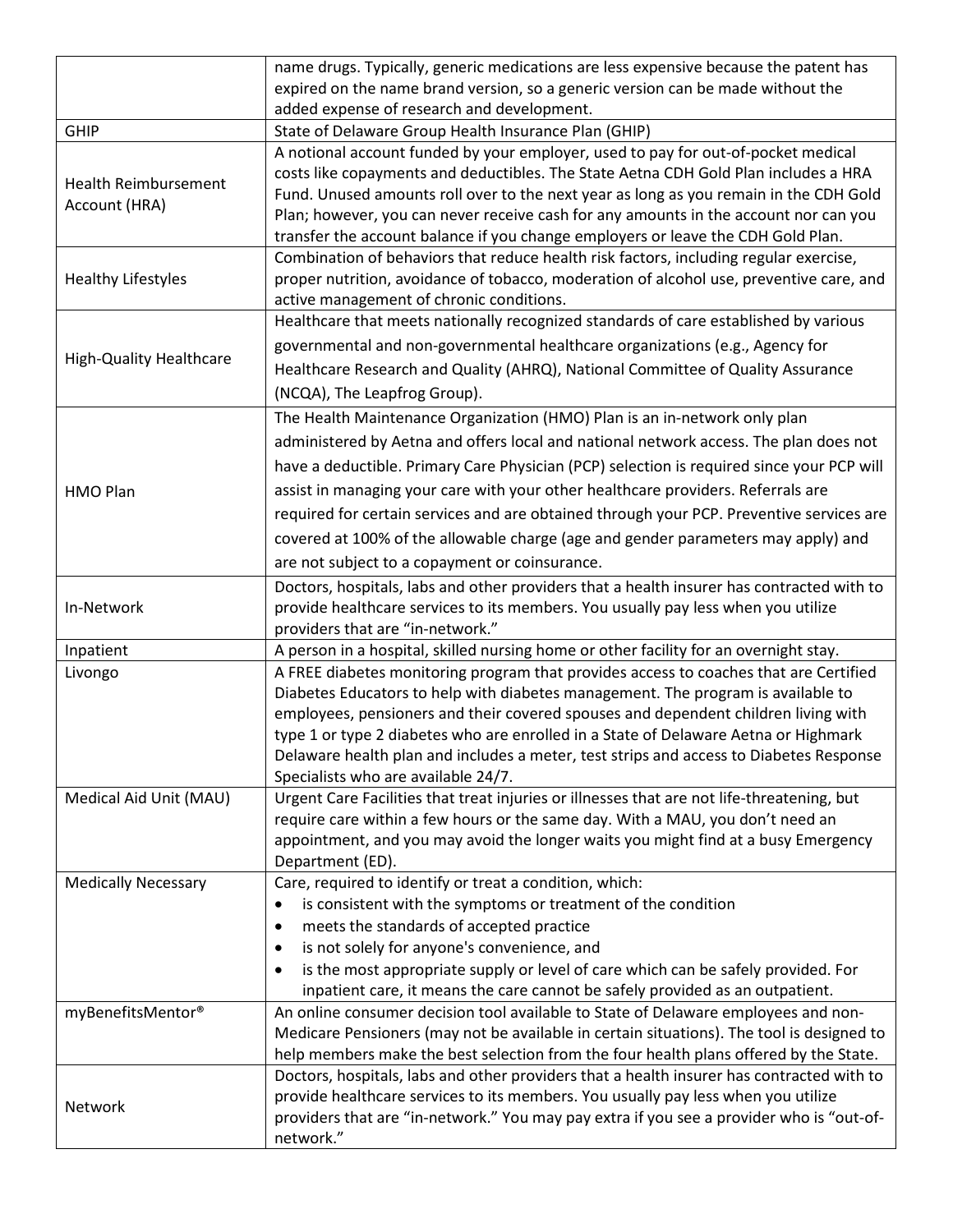| | |
|---|---|
| | name drugs. Typically, generic medications are less expensive because the patent has expired on the name brand version, so a generic version can be made without the added expense of research and development. |
| GHIP | State of Delaware Group Health Insurance Plan (GHIP) |
| Health Reimbursement Account (HRA) | A notional account funded by your employer, used to pay for out-of-pocket medical costs like copayments and deductibles. The State Aetna CDH Gold Plan includes a HRA Fund. Unused amounts roll over to the next year as long as you remain in the CDH Gold Plan; however, you can never receive cash for any amounts in the account nor can you transfer the account balance if you change employers or leave the CDH Gold Plan. |
| Healthy Lifestyles | Combination of behaviors that reduce health risk factors, including regular exercise, proper nutrition, avoidance of tobacco, moderation of alcohol use, preventive care, and active management of chronic conditions. |
| High-Quality Healthcare | Healthcare that meets nationally recognized standards of care established by various governmental and non-governmental healthcare organizations (e.g., Agency for Healthcare Research and Quality (AHRQ), National Committee of Quality Assurance (NCQA), The Leapfrog Group). |
| HMO Plan | The Health Maintenance Organization (HMO) Plan is an in-network only plan administered by Aetna and offers local and national network access. The plan does not have a deductible. Primary Care Physician (PCP) selection is required since your PCP will assist in managing your care with your other healthcare providers. Referrals are required for certain services and are obtained through your PCP. Preventive services are covered at 100% of the allowable charge (age and gender parameters may apply) and are not subject to a copayment or coinsurance. |
| In-Network | Doctors, hospitals, labs and other providers that a health insurer has contracted with to provide healthcare services to its members. You usually pay less when you utilize providers that are "in-network." |
| Inpatient | A person in a hospital, skilled nursing home or other facility for an overnight stay. |
| Livongo | A FREE diabetes monitoring program that provides access to coaches that are Certified Diabetes Educators to help with diabetes management. The program is available to employees, pensioners and their covered spouses and dependent children living with type 1 or type 2 diabetes who are enrolled in a State of Delaware Aetna or Highmark Delaware health plan and includes a meter, test strips and access to Diabetes Response Specialists who are available 24/7. |
| Medical Aid Unit (MAU) | Urgent Care Facilities that treat injuries or illnesses that are not life-threatening, but require care within a few hours or the same day. With a MAU, you don't need an appointment, and you may avoid the longer waits you might find at a busy Emergency Department (ED). |
| Medically Necessary | Care, required to identify or treat a condition, which:<br>• is consistent with the symptoms or treatment of the condition<br>• meets the standards of accepted practice<br>• is not solely for anyone's convenience, and<br>• is the most appropriate supply or level of care which can be safely provided. For inpatient care, it means the care cannot be safely provided as an outpatient. |
| myBenefitsMentor® | An online consumer decision tool available to State of Delaware employees and non-Medicare Pensioners (may not be available in certain situations). The tool is designed to help members make the best selection from the four health plans offered by the State. |
| Network | Doctors, hospitals, labs and other providers that a health insurer has contracted with to provide healthcare services to its members. You usually pay less when you utilize providers that are "in-network." You may pay extra if you see a provider who is "out-of-network." |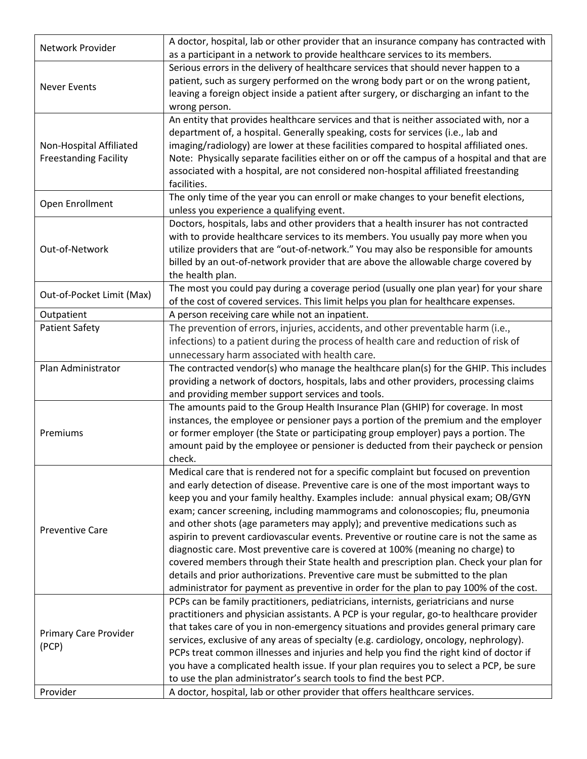| | |
|---|---|
| Network Provider | A doctor, hospital, lab or other provider that an insurance company has contracted with as a participant in a network to provide healthcare services to its members. |
| Never Events | Serious errors in the delivery of healthcare services that should never happen to a patient, such as surgery performed on the wrong body part or on the wrong patient, leaving a foreign object inside a patient after surgery, or discharging an infant to the wrong person. |
| Non-Hospital Affiliated Freestanding Facility | An entity that provides healthcare services and that is neither associated with, nor a department of, a hospital. Generally speaking, costs for services (i.e., lab and imaging/radiology) are lower at these facilities compared to hospital affiliated ones. Note: Physically separate facilities either on or off the campus of a hospital and that are associated with a hospital, are not considered non-hospital affiliated freestanding facilities. |
| Open Enrollment | The only time of the year you can enroll or make changes to your benefit elections, unless you experience a qualifying event. |
| Out-of-Network | Doctors, hospitals, labs and other providers that a health insurer has not contracted with to provide healthcare services to its members. You usually pay more when you utilize providers that are "out-of-network." You may also be responsible for amounts billed by an out-of-network provider that are above the allowable charge covered by the health plan. |
| Out-of-Pocket Limit (Max) | The most you could pay during a coverage period (usually one plan year) for your share of the cost of covered services. This limit helps you plan for healthcare expenses. |
| Outpatient | A person receiving care while not an inpatient. |
| Patient Safety | The prevention of errors, injuries, accidents, and other preventable harm (i.e., infections) to a patient during the process of health care and reduction of risk of unnecessary harm associated with health care. |
| Plan Administrator | The contracted vendor(s) who manage the healthcare plan(s) for the GHIP. This includes providing a network of doctors, hospitals, labs and other providers, processing claims and providing member support services and tools. |
| Premiums | The amounts paid to the Group Health Insurance Plan (GHIP) for coverage. In most instances, the employee or pensioner pays a portion of the premium and the employer or former employer (the State or participating group employer) pays a portion. The amount paid by the employee or pensioner is deducted from their paycheck or pension check. |
| Preventive Care | Medical care that is rendered not for a specific complaint but focused on prevention and early detection of disease. Preventive care is one of the most important ways to keep you and your family healthy. Examples include: annual physical exam; OB/GYN exam; cancer screening, including mammograms and colonoscopies; flu, pneumonia and other shots (age parameters may apply); and preventive medications such as aspirin to prevent cardiovascular events. Preventive or routine care is not the same as diagnostic care. Most preventive care is covered at 100% (meaning no charge) to covered members through their State health and prescription plan. Check your plan for details and prior authorizations. Preventive care must be submitted to the plan administrator for payment as preventive in order for the plan to pay 100% of the cost. |
| Primary Care Provider (PCP) | PCPs can be family practitioners, pediatricians, internists, geriatricians and nurse practitioners and physician assistants. A PCP is your regular, go-to healthcare provider that takes care of you in non-emergency situations and provides general primary care services, exclusive of any areas of specialty (e.g. cardiology, oncology, nephrology). PCPs treat common illnesses and injuries and help you find the right kind of doctor if you have a complicated health issue. If your plan requires you to select a PCP, be sure to use the plan administrator's search tools to find the best PCP. |
| Provider | A doctor, hospital, lab or other provider that offers healthcare services. |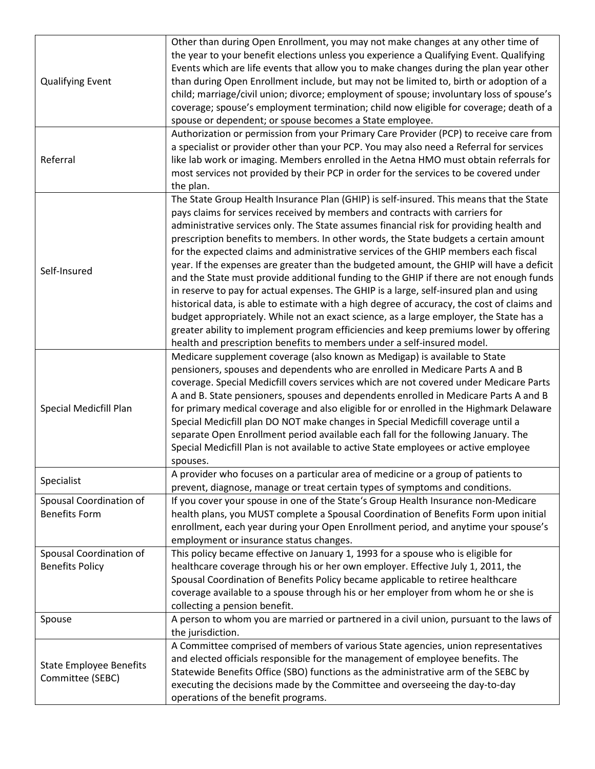| | |
|---|---|
| Qualifying Event | Other than during Open Enrollment, you may not make changes at any other time of the year to your benefit elections unless you experience a Qualifying Event. Qualifying Events which are life events that allow you to make changes during the plan year other than during Open Enrollment include, but may not be limited to, birth or adoption of a child; marriage/civil union; divorce; employment of spouse; involuntary loss of spouse's coverage; spouse's employment termination; child now eligible for coverage; death of a spouse or dependent; or spouse becomes a State employee. |
| Referral | Authorization or permission from your Primary Care Provider (PCP) to receive care from a specialist or provider other than your PCP. You may also need a Referral for services like lab work or imaging. Members enrolled in the Aetna HMO must obtain referrals for most services not provided by their PCP in order for the services to be covered under the plan. |
| Self-Insured | The State Group Health Insurance Plan (GHIP) is self-insured. This means that the State pays claims for services received by members and contracts with carriers for administrative services only. The State assumes financial risk for providing health and prescription benefits to members. In other words, the State budgets a certain amount for the expected claims and administrative services of the GHIP members each fiscal year. If the expenses are greater than the budgeted amount, the GHIP will have a deficit and the State must provide additional funding to the GHIP if there are not enough funds in reserve to pay for actual expenses. The GHIP is a large, self-insured plan and using historical data, is able to estimate with a high degree of accuracy, the cost of claims and budget appropriately. While not an exact science, as a large employer, the State has a greater ability to implement program efficiencies and keep premiums lower by offering health and prescription benefits to members under a self-insured model. |
| Special Medicfill Plan | Medicare supplement coverage (also known as Medigap) is available to State pensioners, spouses and dependents who are enrolled in Medicare Parts A and B coverage. Special Medicfill covers services which are not covered under Medicare Parts A and B. State pensioners, spouses and dependents enrolled in Medicare Parts A and B for primary medical coverage and also eligible for or enrolled in the Highmark Delaware Special Medicfill plan DO NOT make changes in Special Medicfill coverage until a separate Open Enrollment period available each fall for the following January. The Special Medicfill Plan is not available to active State employees or active employee spouses. |
| Specialist | A provider who focuses on a particular area of medicine or a group of patients to prevent, diagnose, manage or treat certain types of symptoms and conditions. |
| Spousal Coordination of Benefits Form | If you cover your spouse in one of the State's Group Health Insurance non-Medicare health plans, you MUST complete a Spousal Coordination of Benefits Form upon initial enrollment, each year during your Open Enrollment period, and anytime your spouse's employment or insurance status changes. |
| Spousal Coordination of Benefits Policy | This policy became effective on January 1, 1993 for a spouse who is eligible for healthcare coverage through his or her own employer. Effective July 1, 2011, the Spousal Coordination of Benefits Policy became applicable to retiree healthcare coverage available to a spouse through his or her employer from whom he or she is collecting a pension benefit. |
| Spouse | A person to whom you are married or partnered in a civil union, pursuant to the laws of the jurisdiction. |
| State Employee Benefits Committee (SEBC) | A Committee comprised of members of various State agencies, union representatives and elected officials responsible for the management of employee benefits. The Statewide Benefits Office (SBO) functions as the administrative arm of the SEBC by executing the decisions made by the Committee and overseeing the day-to-day operations of the benefit programs. |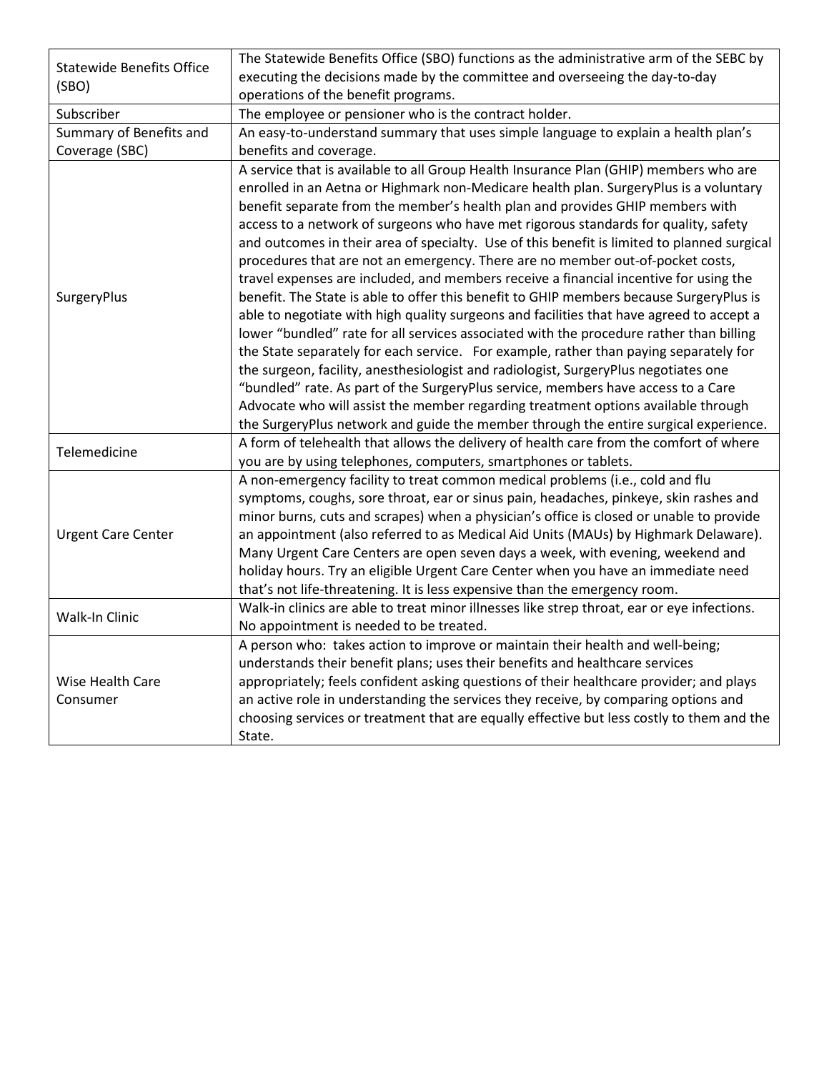| | |
|---|---|
| Statewide Benefits Office (SBO) | The Statewide Benefits Office (SBO) functions as the administrative arm of the SEBC by executing the decisions made by the committee and overseeing the day-to-day operations of the benefit programs. |
| Subscriber | The employee or pensioner who is the contract holder. |
| Summary of Benefits and Coverage (SBC) | An easy-to-understand summary that uses simple language to explain a health plan's benefits and coverage. |
| SurgeryPlus | A service that is available to all Group Health Insurance Plan (GHIP) members who are enrolled in an Aetna or Highmark non-Medicare health plan. SurgeryPlus is a voluntary benefit separate from the member's health plan and provides GHIP members with access to a network of surgeons who have met rigorous standards for quality, safety and outcomes in their area of specialty. Use of this benefit is limited to planned surgical procedures that are not an emergency. There are no member out-of-pocket costs, travel expenses are included, and members receive a financial incentive for using the benefit. The State is able to offer this benefit to GHIP members because SurgeryPlus is able to negotiate with high quality surgeons and facilities that have agreed to accept a lower "bundled" rate for all services associated with the procedure rather than billing the State separately for each service. For example, rather than paying separately for the surgeon, facility, anesthesiologist and radiologist, SurgeryPlus negotiates one "bundled" rate. As part of the SurgeryPlus service, members have access to a Care Advocate who will assist the member regarding treatment options available through the SurgeryPlus network and guide the member through the entire surgical experience. |
| Telemedicine | A form of telehealth that allows the delivery of health care from the comfort of where you are by using telephones, computers, smartphones or tablets. |
| Urgent Care Center | A non-emergency facility to treat common medical problems (i.e., cold and flu symptoms, coughs, sore throat, ear or sinus pain, headaches, pinkeye, skin rashes and minor burns, cuts and scrapes) when a physician's office is closed or unable to provide an appointment (also referred to as Medical Aid Units (MAUs) by Highmark Delaware). Many Urgent Care Centers are open seven days a week, with evening, weekend and holiday hours. Try an eligible Urgent Care Center when you have an immediate need that's not life-threatening. It is less expensive than the emergency room. |
| Walk-In Clinic | Walk-in clinics are able to treat minor illnesses like strep throat, ear or eye infections. No appointment is needed to be treated. |
| Wise Health Care Consumer | A person who: takes action to improve or maintain their health and well-being; understands their benefit plans; uses their benefits and healthcare services appropriately; feels confident asking questions of their healthcare provider; and plays an active role in understanding the services they receive, by comparing options and choosing services or treatment that are equally effective but less costly to them and the State. |